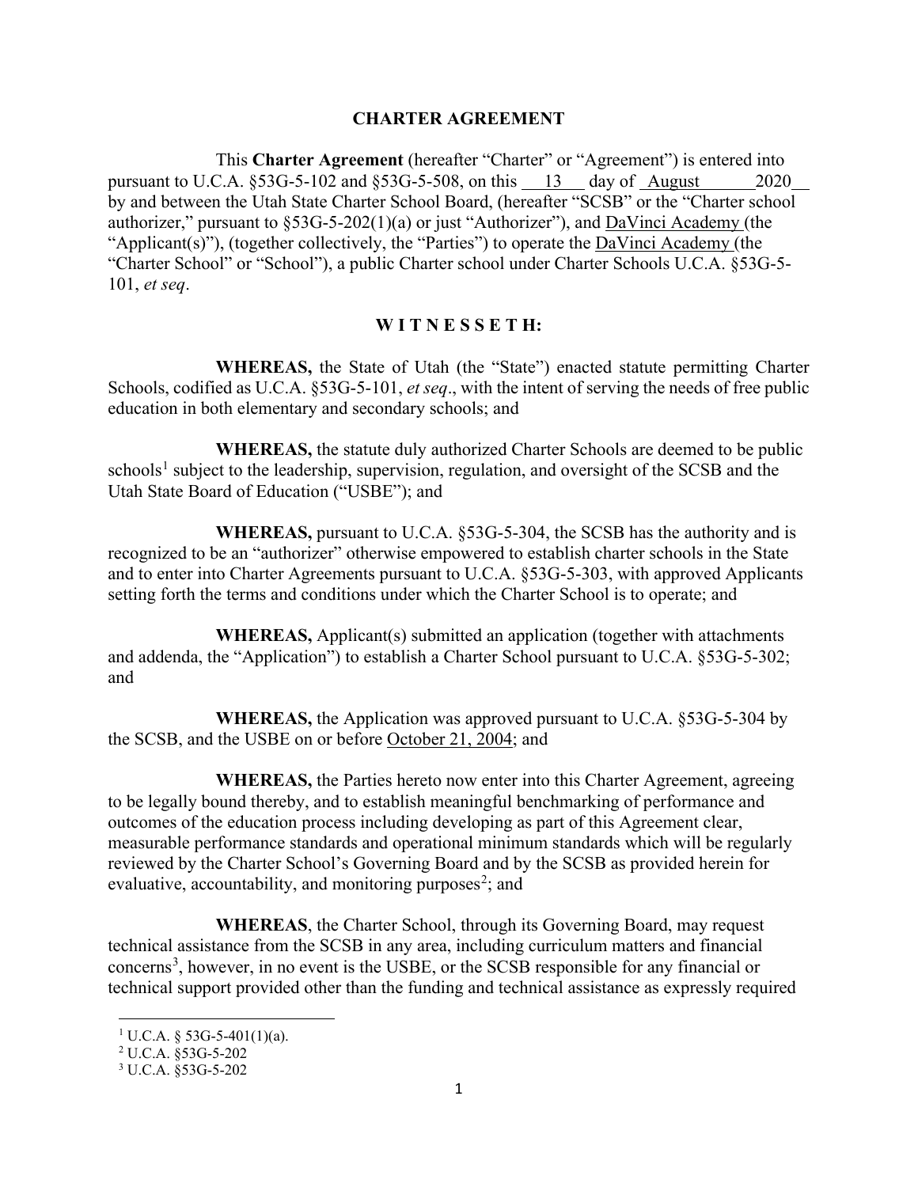# CHARTER AGREEMENT

This **Charter Agreement** (hereafter "Charter" or "Agreement") is entered into pursuant to U.C.A. §53G-5-102 and §53G-5-508, on this 13 day of August 2020 by and between the Utah State Charter School Board, (hereafter "SCSB" or the "Charter school authorizer," pursuant to §53G-5-202(1)(a) or just "Authorizer"), and DaVinci Academy (the "Applicant(s)"), (together collectively, the "Parties") to operate the DaVinci Academy (the "Charter School" or "School"), a public Charter school under Charter Schools U.C.A. §53G-5-101, *et seq*.

## W I T N E S S E T H:

**WHEREAS,** the State of Utah (the "State") enacted statute permitting Charter Schools, codified as U.C.A. §53G-5-101, *et seq*., with the intent of serving the needs of free public education in both elementary and secondary schools; and

**WHEREAS,** the statute duly authorized Charter Schools are deemed to be public schools[1] subject to the leadership, supervision, regulation, and oversight of the SCSB and the Utah State Board of Education ("USBE"); and

**WHEREAS,** pursuant to U.C.A. §53G-5-304, the SCSB has the authority and is recognized to be an "authorizer" otherwise empowered to establish charter schools in the State and to enter into Charter Agreements pursuant to U.C.A. §53G-5-303, with approved Applicants setting forth the terms and conditions under which the Charter School is to operate; and

**WHEREAS,** Applicant(s) submitted an application (together with attachments and addenda, the "Application") to establish a Charter School pursuant to U.C.A. §53G-5-302; and

**WHEREAS,** the Application was approved pursuant to U.C.A. §53G-5-304 by the SCSB, and the USBE on or before October 21, 2004; and

**WHEREAS,** the Parties hereto now enter into this Charter Agreement, agreeing to be legally bound thereby, and to establish meaningful benchmarking of performance and outcomes of the education process including developing as part of this Agreement clear, measurable performance standards and operational minimum standards which will be regularly reviewed by the Charter School's Governing Board and by the SCSB as provided herein for evaluative, accountability, and monitoring purposes[2]; and

**WHEREAS**, the Charter School, through its Governing Board, may request technical assistance from the SCSB in any area, including curriculum matters and financial concerns[3], however, in no event is the USBE, or the SCSB responsible for any financial or technical support provided other than the funding and technical assistance as expressly required

---

[1] U.C.A. § 53G-5-401(1)(a).

[2] U.C.A. §53G-5-202

[3] U.C.A. §53G-5-202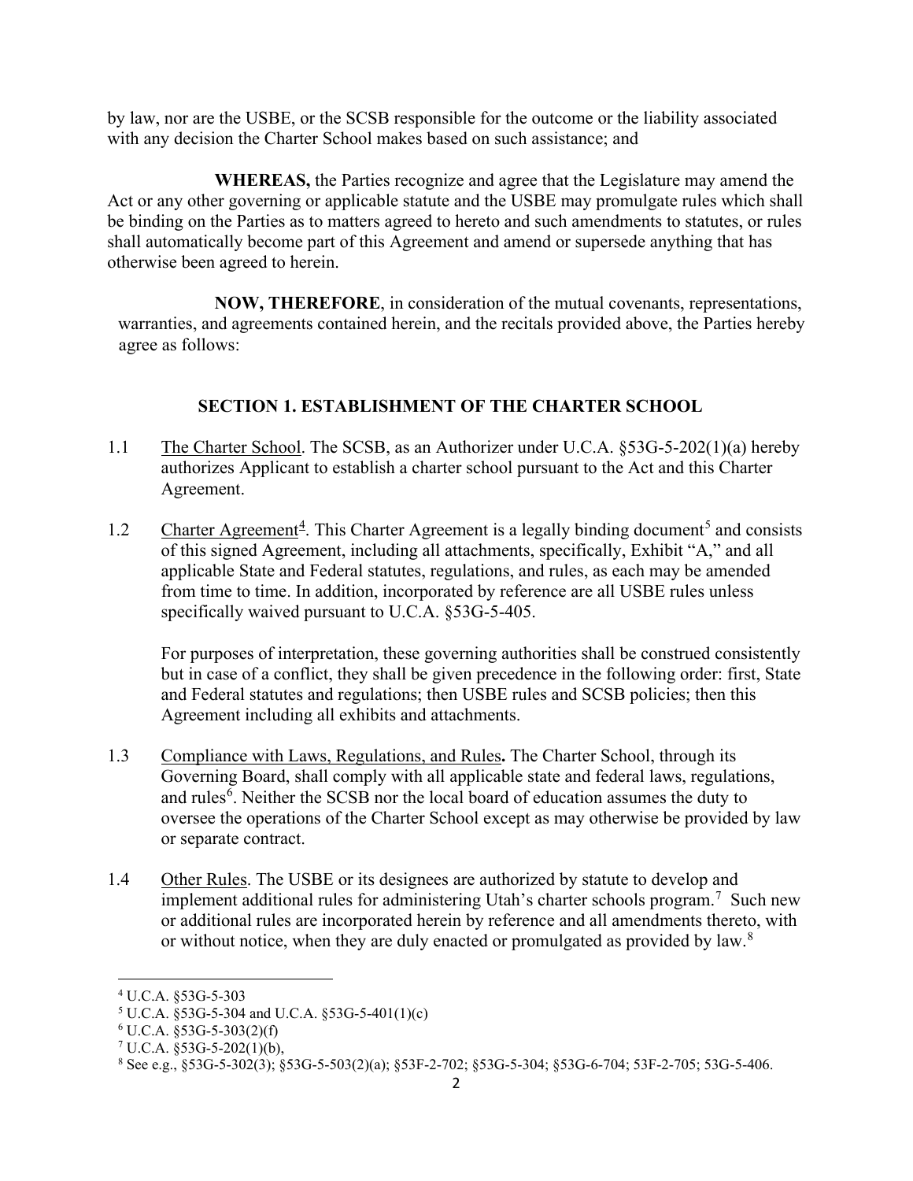by law, nor are the USBE, or the SCSB responsible for the outcome or the liability associated with any decision the Charter School makes based on such assistance; and

**WHEREAS,** the Parties recognize and agree that the Legislature may amend the Act or any other governing or applicable statute and the USBE may promulgate rules which shall be binding on the Parties as to matters agreed to hereto and such amendments to statutes, or rules shall automatically become part of this Agreement and amend or supersede anything that has otherwise been agreed to herein.

**NOW, THEREFORE**, in consideration of the mutual covenants, representations, warranties, and agreements contained herein, and the recitals provided above, the Parties hereby agree as follows:

## SECTION 1. ESTABLISHMENT OF THE CHARTER SCHOOL

1.1 The Charter School. The SCSB, as an Authorizer under U.C.A. §53G-5-202(1)(a) hereby authorizes Applicant to establish a charter school pursuant to the Act and this Charter Agreement.

1.2 Charter Agreement[4]. This Charter Agreement is a legally binding document[5] and consists of this signed Agreement, including all attachments, specifically, Exhibit "A," and all applicable State and Federal statutes, regulations, and rules, as each may be amended from time to time. In addition, incorporated by reference are all USBE rules unless specifically waived pursuant to U.C.A. §53G-5-405.

For purposes of interpretation, these governing authorities shall be construed consistently but in case of a conflict, they shall be given precedence in the following order: first, State and Federal statutes and regulations; then USBE rules and SCSB policies; then this Agreement including all exhibits and attachments.

1.3 Compliance with Laws, Regulations, and Rules**.** The Charter School, through its Governing Board, shall comply with all applicable state and federal laws, regulations, and rules[6]. Neither the SCSB nor the local board of education assumes the duty to oversee the operations of the Charter School except as may otherwise be provided by law or separate contract.

1.4 Other Rules. The USBE or its designees are authorized by statute to develop and implement additional rules for administering Utah's charter schools program.[7] Such new or additional rules are incorporated herein by reference and all amendments thereto, with or without notice, when they are duly enacted or promulgated as provided by law.[8]

---

[4] U.C.A. §53G-5-303

[5] U.C.A. §53G-5-304 and U.C.A. §53G-5-401(1)(c)

[6] U.C.A. §53G-5-303(2)(f)

[7] U.C.A. §53G-5-202(1)(b),

[8] See e.g., §53G-5-302(3); §53G-5-503(2)(a); §53F-2-702; §53G-5-304; §53G-6-704; 53F-2-705; 53G-5-406.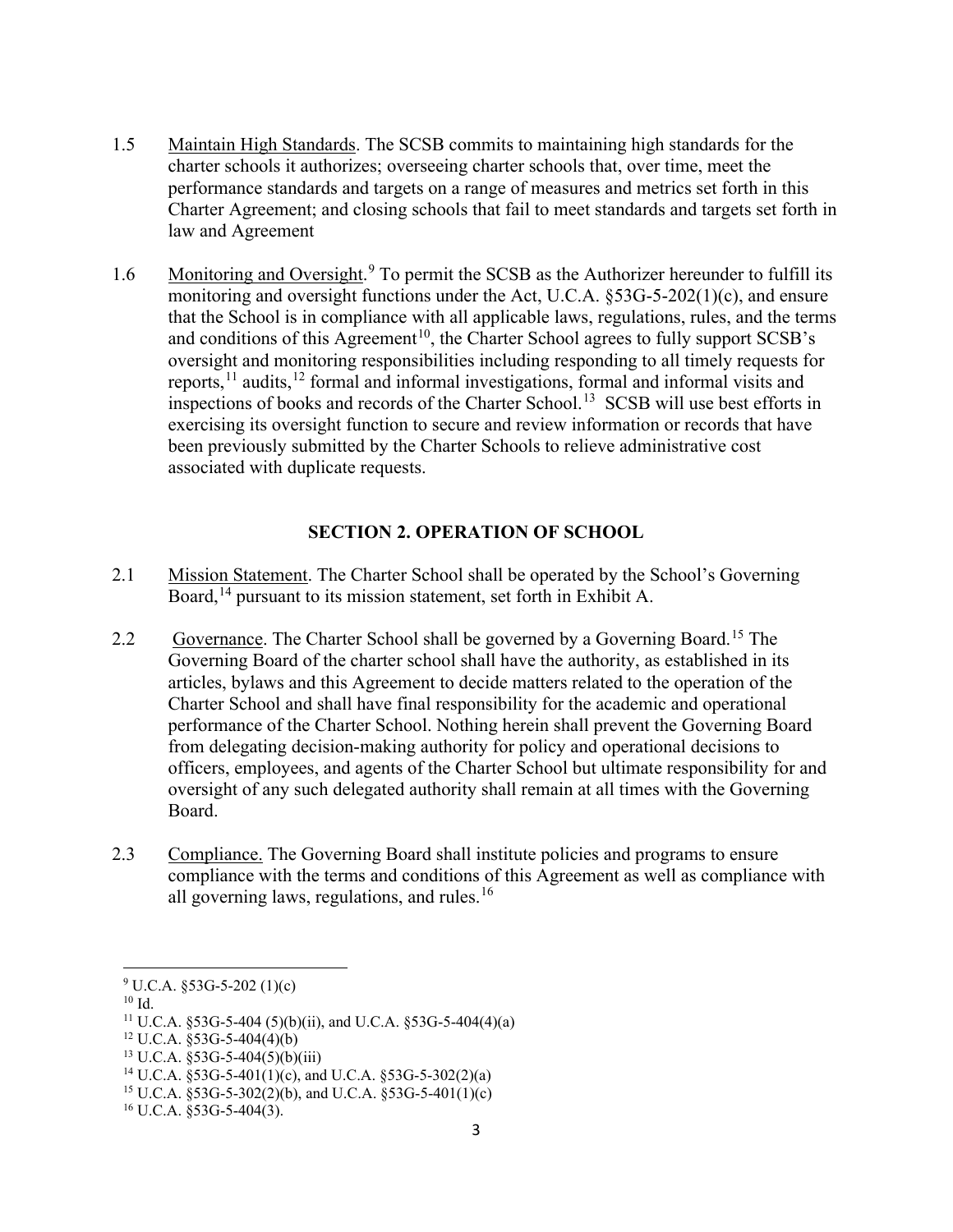1.5 Maintain High Standards. The SCSB commits to maintaining high standards for the charter schools it authorizes; overseeing charter schools that, over time, meet the performance standards and targets on a range of measures and metrics set forth in this Charter Agreement; and closing schools that fail to meet standards and targets set forth in law and Agreement

1.6 Monitoring and Oversight.[9] To permit the SCSB as the Authorizer hereunder to fulfill its monitoring and oversight functions under the Act, U.C.A. §53G-5-202(1)(c), and ensure that the School is in compliance with all applicable laws, regulations, rules, and the terms and conditions of this Agreement[10], the Charter School agrees to fully support SCSB's oversight and monitoring responsibilities including responding to all timely requests for reports,[11] audits,[12] formal and informal investigations, formal and informal visits and inspections of books and records of the Charter School.[13] SCSB will use best efforts in exercising its oversight function to secure and review information or records that have been previously submitted by the Charter Schools to relieve administrative cost associated with duplicate requests.

## SECTION 2. OPERATION OF SCHOOL

2.1 Mission Statement. The Charter School shall be operated by the School's Governing Board,[14] pursuant to its mission statement, set forth in Exhibit A.

2.2 Governance. The Charter School shall be governed by a Governing Board.[15] The Governing Board of the charter school shall have the authority, as established in its articles, bylaws and this Agreement to decide matters related to the operation of the Charter School and shall have final responsibility for the academic and operational performance of the Charter School. Nothing herein shall prevent the Governing Board from delegating decision-making authority for policy and operational decisions to officers, employees, and agents of the Charter School but ultimate responsibility for and oversight of any such delegated authority shall remain at all times with the Governing Board.

2.3 Compliance. The Governing Board shall institute policies and programs to ensure compliance with the terms and conditions of this Agreement as well as compliance with all governing laws, regulations, and rules.[16]

---

[9] U.C.A. §53G-5-202 (1)(c)

[10] Id.

[11] U.C.A. §53G-5-404 (5)(b)(ii), and U.C.A. §53G-5-404(4)(a)

[12] U.C.A. §53G-5-404(4)(b)

[13] U.C.A. §53G-5-404(5)(b)(iii)

[14] U.C.A. §53G-5-401(1)(c), and U.C.A. §53G-5-302(2)(a)

[15] U.C.A. §53G-5-302(2)(b), and U.C.A. §53G-5-401(1)(c)

[16] U.C.A. §53G-5-404(3).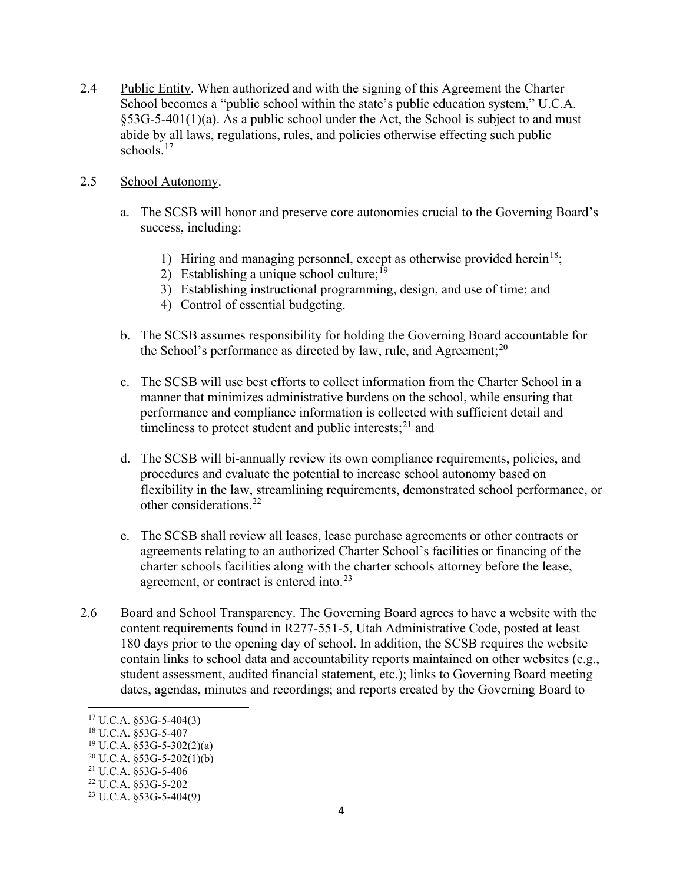2.4 Public Entity. When authorized and with the signing of this Agreement the Charter School becomes a "public school within the state's public education system," U.C.A. §53G-5-401(1)(a). As a public school under the Act, the School is subject to and must abide by all laws, regulations, rules, and policies otherwise effecting such public schools.[17]

2.5 School Autonomy.

a. The SCSB will honor and preserve core autonomies crucial to the Governing Board's success, including:

1) Hiring and managing personnel, except as otherwise provided herein[18];
2) Establishing a unique school culture;[19]
3) Establishing instructional programming, design, and use of time; and
4) Control of essential budgeting.

b. The SCSB assumes responsibility for holding the Governing Board accountable for the School's performance as directed by law, rule, and Agreement;[20]

c. The SCSB will use best efforts to collect information from the Charter School in a manner that minimizes administrative burdens on the school, while ensuring that performance and compliance information is collected with sufficient detail and timeliness to protect student and public interests;[21] and

d. The SCSB will bi-annually review its own compliance requirements, policies, and procedures and evaluate the potential to increase school autonomy based on flexibility in the law, streamlining requirements, demonstrated school performance, or other considerations.[22]

e. The SCSB shall review all leases, lease purchase agreements or other contracts or agreements relating to an authorized Charter School's facilities or financing of the charter schools facilities along with the charter schools attorney before the lease, agreement, or contract is entered into.[23]

2.6 Board and School Transparency. The Governing Board agrees to have a website with the content requirements found in R277-551-5, Utah Administrative Code, posted at least 180 days prior to the opening day of school. In addition, the SCSB requires the website contain links to school data and accountability reports maintained on other websites (e.g., student assessment, audited financial statement, etc.); links to Governing Board meeting dates, agendas, minutes and recordings; and reports created by the Governing Board to

---

[17] U.C.A. §53G-5-404(3)
[18] U.C.A. §53G-5-407
[19] U.C.A. §53G-5-302(2)(a)
[20] U.C.A. §53G-5-202(1)(b)
[21] U.C.A. §53G-5-406
[22] U.C.A. §53G-5-202
[23] U.C.A. §53G-5-404(9)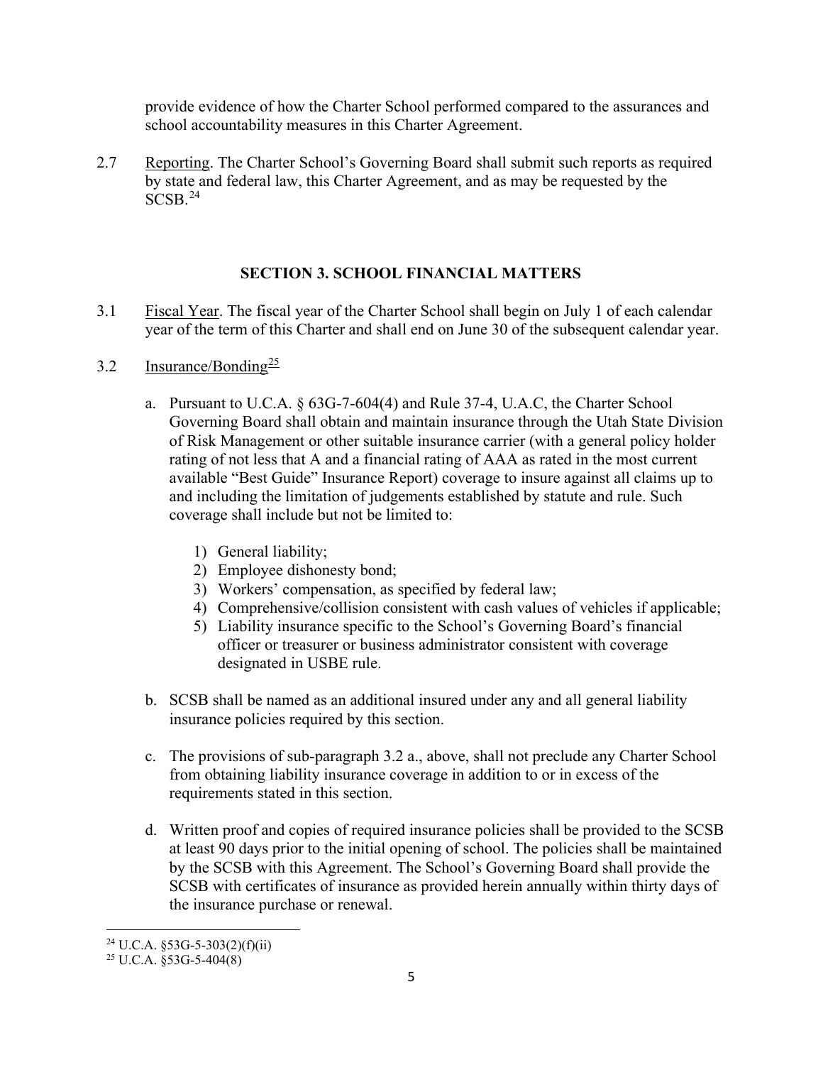provide evidence of how the Charter School performed compared to the assurances and school accountability measures in this Charter Agreement.

2.7 Reporting. The Charter School's Governing Board shall submit such reports as required by state and federal law, this Charter Agreement, and as may be requested by the SCSB.[24]

## SECTION 3. SCHOOL FINANCIAL MATTERS

3.1 Fiscal Year. The fiscal year of the Charter School shall begin on July 1 of each calendar year of the term of this Charter and shall end on June 30 of the subsequent calendar year.

3.2 Insurance/Bonding[25]

a. Pursuant to U.C.A. § 63G-7-604(4) and Rule 37-4, U.A.C, the Charter School Governing Board shall obtain and maintain insurance through the Utah State Division of Risk Management or other suitable insurance carrier (with a general policy holder rating of not less that A and a financial rating of AAA as rated in the most current available "Best Guide" Insurance Report) coverage to insure against all claims up to and including the limitation of judgements established by statute and rule. Such coverage shall include but not be limited to:

   1) General liability;
   2) Employee dishonesty bond;
   3) Workers' compensation, as specified by federal law;
   4) Comprehensive/collision consistent with cash values of vehicles if applicable;
   5) Liability insurance specific to the School's Governing Board's financial officer or treasurer or business administrator consistent with coverage designated in USBE rule.

b. SCSB shall be named as an additional insured under any and all general liability insurance policies required by this section.

c. The provisions of sub-paragraph 3.2 a., above, shall not preclude any Charter School from obtaining liability insurance coverage in addition to or in excess of the requirements stated in this section.

d. Written proof and copies of required insurance policies shall be provided to the SCSB at least 90 days prior to the initial opening of school. The policies shall be maintained by the SCSB with this Agreement. The School's Governing Board shall provide the SCSB with certificates of insurance as provided herein annually within thirty days of the insurance purchase or renewal.

[24] U.C.A. §53G-5-303(2)(f)(ii)

[25] U.C.A. §53G-5-404(8)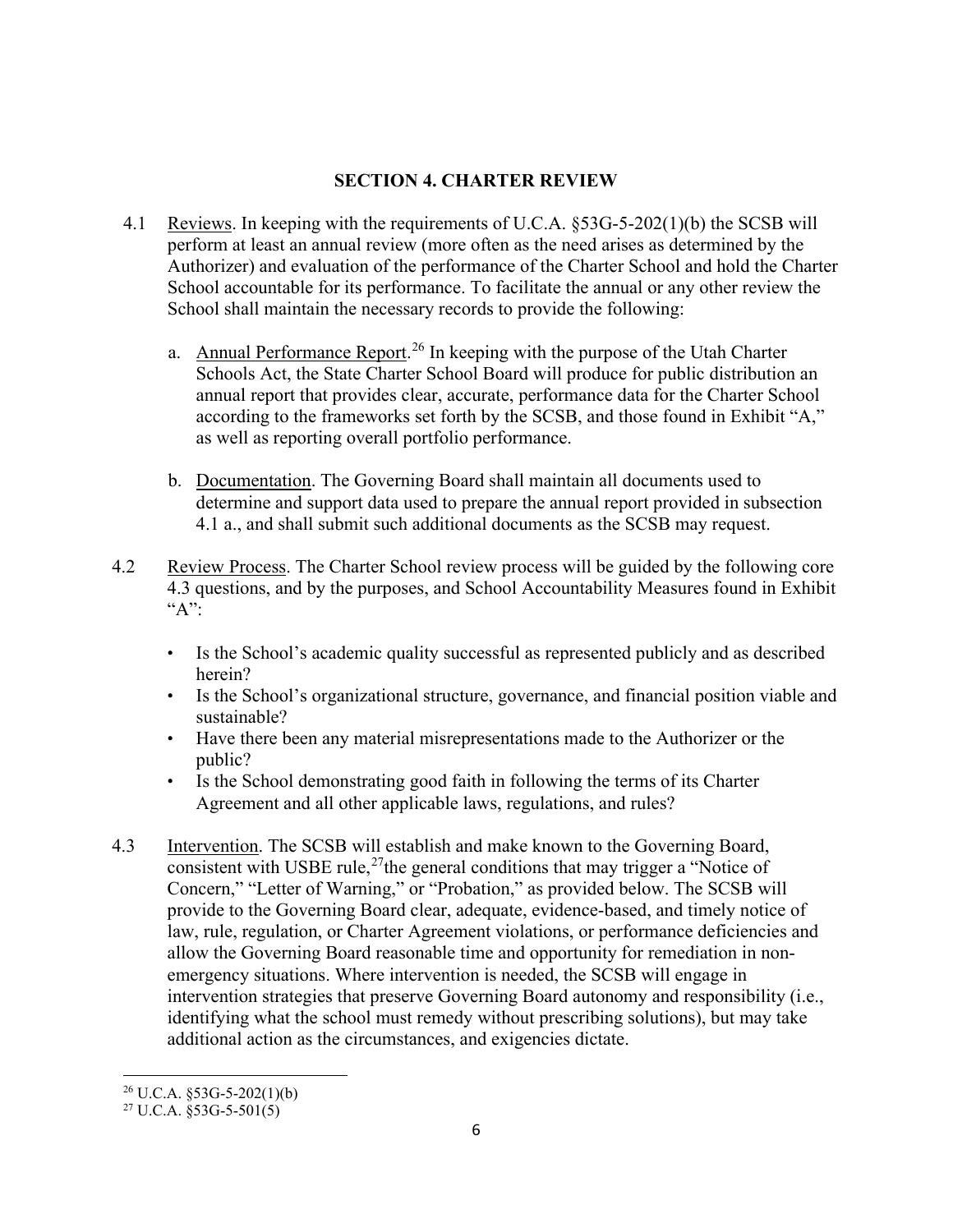## SECTION 4. CHARTER REVIEW

4.1 Reviews. In keeping with the requirements of U.C.A. §53G-5-202(1)(b) the SCSB will perform at least an annual review (more often as the need arises as determined by the Authorizer) and evaluation of the performance of the Charter School and hold the Charter School accountable for its performance. To facilitate the annual or any other review the School shall maintain the necessary records to provide the following:

a. Annual Performance Report.[26] In keeping with the purpose of the Utah Charter Schools Act, the State Charter School Board will produce for public distribution an annual report that provides clear, accurate, performance data for the Charter School according to the frameworks set forth by the SCSB, and those found in Exhibit "A," as well as reporting overall portfolio performance.

b. Documentation. The Governing Board shall maintain all documents used to determine and support data used to prepare the annual report provided in subsection 4.1 a., and shall submit such additional documents as the SCSB may request.

4.2 Review Process. The Charter School review process will be guided by the following core 4.3 questions, and by the purposes, and School Accountability Measures found in Exhibit "A":

- Is the School's academic quality successful as represented publicly and as described herein?
- Is the School's organizational structure, governance, and financial position viable and sustainable?
- Have there been any material misrepresentations made to the Authorizer or the public?
- Is the School demonstrating good faith in following the terms of its Charter Agreement and all other applicable laws, regulations, and rules?

4.3 Intervention. The SCSB will establish and make known to the Governing Board, consistent with USBE rule,[27] the general conditions that may trigger a "Notice of Concern," "Letter of Warning," or "Probation," as provided below. The SCSB will provide to the Governing Board clear, adequate, evidence-based, and timely notice of law, rule, regulation, or Charter Agreement violations, or performance deficiencies and allow the Governing Board reasonable time and opportunity for remediation in non-emergency situations. Where intervention is needed, the SCSB will engage in intervention strategies that preserve Governing Board autonomy and responsibility (i.e., identifying what the school must remedy without prescribing solutions), but may take additional action as the circumstances, and exigencies dictate.

---

[26] U.C.A. §53G-5-202(1)(b)

[27] U.C.A. §53G-5-501(5)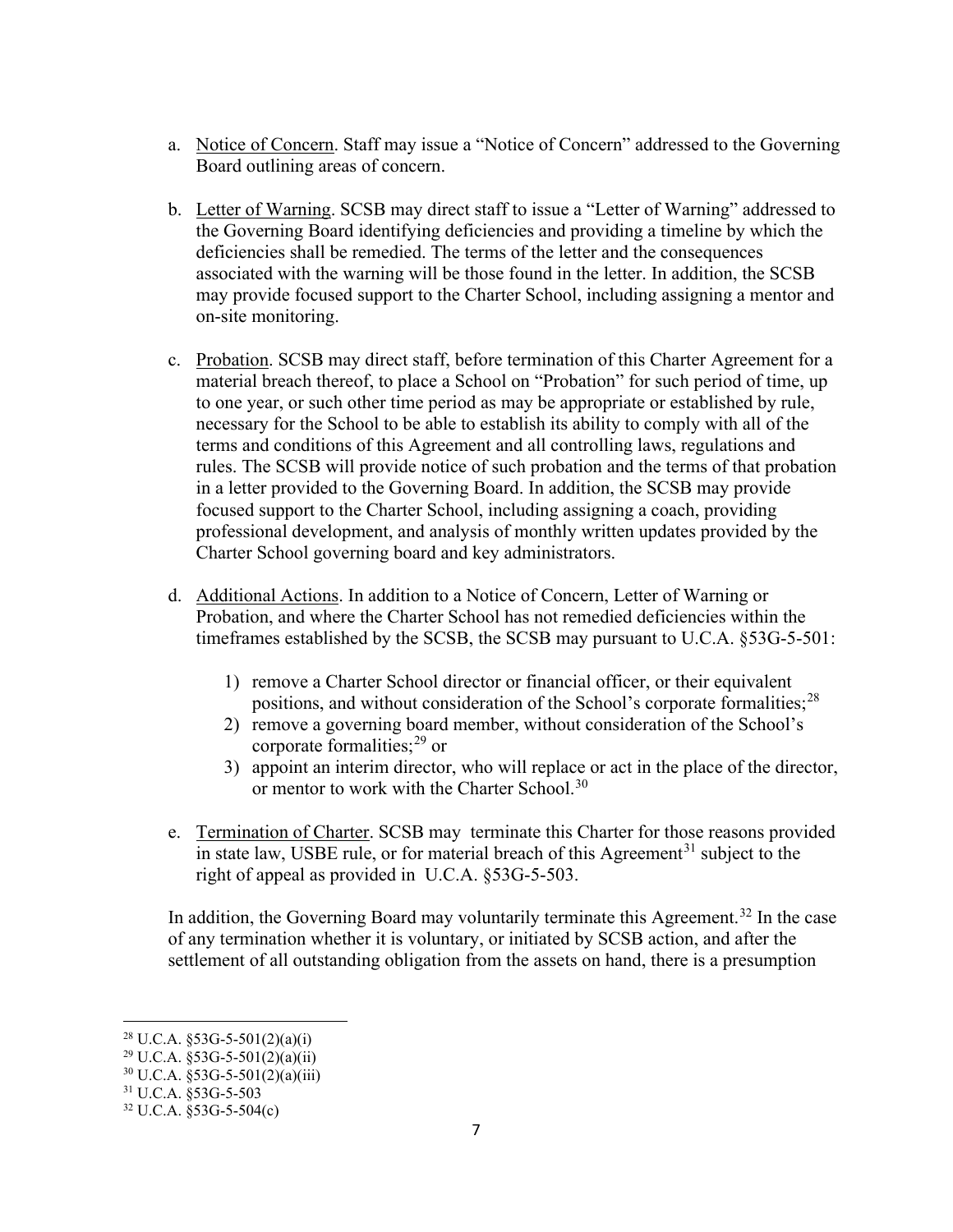a. Notice of Concern. Staff may issue a "Notice of Concern" addressed to the Governing Board outlining areas of concern.

b. Letter of Warning. SCSB may direct staff to issue a "Letter of Warning" addressed to the Governing Board identifying deficiencies and providing a timeline by which the deficiencies shall be remedied. The terms of the letter and the consequences associated with the warning will be those found in the letter. In addition, the SCSB may provide focused support to the Charter School, including assigning a mentor and on-site monitoring.

c. Probation. SCSB may direct staff, before termination of this Charter Agreement for a material breach thereof, to place a School on "Probation" for such period of time, up to one year, or such other time period as may be appropriate or established by rule, necessary for the School to be able to establish its ability to comply with all of the terms and conditions of this Agreement and all controlling laws, regulations and rules. The SCSB will provide notice of such probation and the terms of that probation in a letter provided to the Governing Board. In addition, the SCSB may provide focused support to the Charter School, including assigning a coach, providing professional development, and analysis of monthly written updates provided by the Charter School governing board and key administrators.

d. Additional Actions. In addition to a Notice of Concern, Letter of Warning or Probation, and where the Charter School has not remedied deficiencies within the timeframes established by the SCSB, the SCSB may pursuant to U.C.A. §53G-5-501:

    1) remove a Charter School director or financial officer, or their equivalent positions, and without consideration of the School's corporate formalities;[28]
    2) remove a governing board member, without consideration of the School's corporate formalities;[29] or
    3) appoint an interim director, who will replace or act in the place of the director, or mentor to work with the Charter School.[30]

e. Termination of Charter. SCSB may terminate this Charter for those reasons provided in state law, USBE rule, or for material breach of this Agreement[31] subject to the right of appeal as provided in U.C.A. §53G-5-503.

In addition, the Governing Board may voluntarily terminate this Agreement.[32] In the case of any termination whether it is voluntary, or initiated by SCSB action, and after the settlement of all outstanding obligation from the assets on hand, there is a presumption

---

[28] U.C.A. §53G-5-501(2)(a)(i)

[29] U.C.A. §53G-5-501(2)(a)(ii)

[30] U.C.A. §53G-5-501(2)(a)(iii)

[31] U.C.A. §53G-5-503

[32] U.C.A. §53G-5-504(c)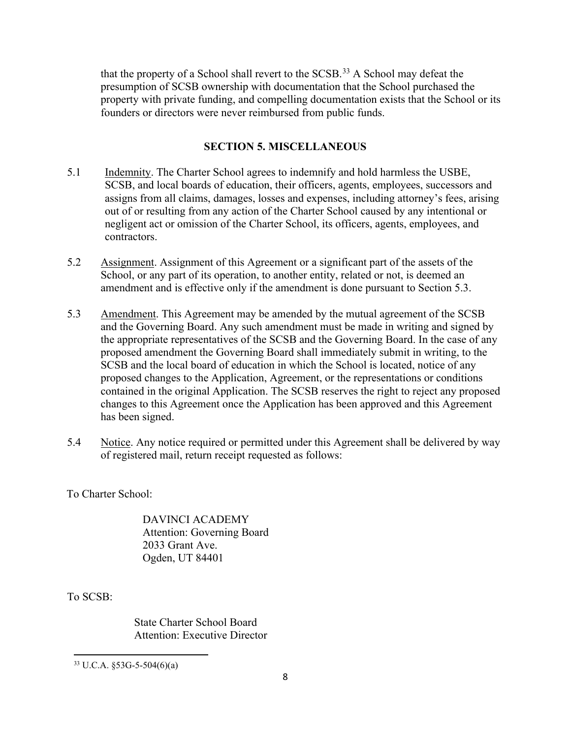that the property of a School shall revert to the SCSB.[33] A School may defeat the presumption of SCSB ownership with documentation that the School purchased the property with private funding, and compelling documentation exists that the School or its founders or directors were never reimbursed from public funds.

## SECTION 5. MISCELLANEOUS

5.1 Indemnity. The Charter School agrees to indemnify and hold harmless the USBE, SCSB, and local boards of education, their officers, agents, employees, successors and assigns from all claims, damages, losses and expenses, including attorney's fees, arising out of or resulting from any action of the Charter School caused by any intentional or negligent act or omission of the Charter School, its officers, agents, employees, and contractors.

5.2 Assignment. Assignment of this Agreement or a significant part of the assets of the School, or any part of its operation, to another entity, related or not, is deemed an amendment and is effective only if the amendment is done pursuant to Section 5.3.

5.3 Amendment. This Agreement may be amended by the mutual agreement of the SCSB and the Governing Board. Any such amendment must be made in writing and signed by the appropriate representatives of the SCSB and the Governing Board. In the case of any proposed amendment the Governing Board shall immediately submit in writing, to the SCSB and the local board of education in which the School is located, notice of any proposed changes to the Application, Agreement, or the representations or conditions contained in the original Application. The SCSB reserves the right to reject any proposed changes to this Agreement once the Application has been approved and this Agreement has been signed.

5.4 Notice. Any notice required or permitted under this Agreement shall be delivered by way of registered mail, return receipt requested as follows:

To Charter School:

DAVINCI ACADEMY
Attention: Governing Board
2033 Grant Ave.
Ogden, UT 84401

To SCSB:

State Charter School Board
Attention: Executive Director

[33] U.C.A. §53G-5-504(6)(a)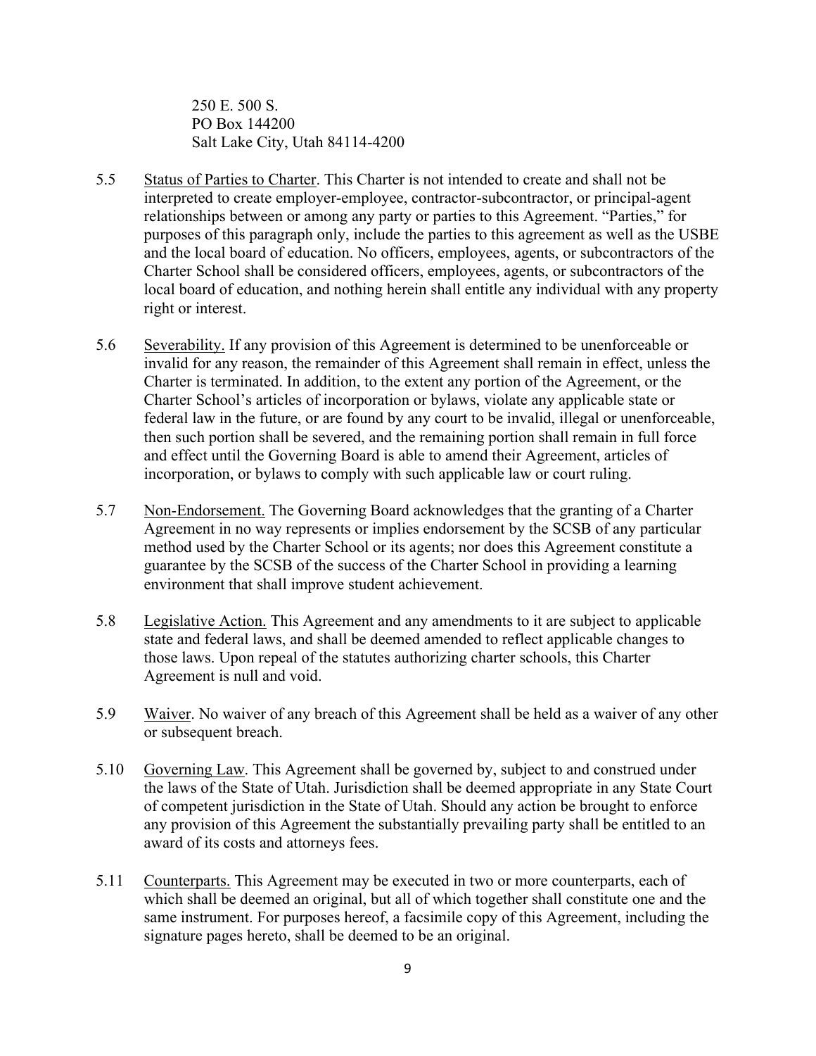250 E. 500 S.
PO Box 144200
Salt Lake City, Utah 84114-4200

5.5 Status of Parties to Charter. This Charter is not intended to create and shall not be interpreted to create employer-employee, contractor-subcontractor, or principal-agent relationships between or among any party or parties to this Agreement. "Parties," for purposes of this paragraph only, include the parties to this agreement as well as the USBE and the local board of education. No officers, employees, agents, or subcontractors of the Charter School shall be considered officers, employees, agents, or subcontractors of the local board of education, and nothing herein shall entitle any individual with any property right or interest.

5.6 Severability. If any provision of this Agreement is determined to be unenforceable or invalid for any reason, the remainder of this Agreement shall remain in effect, unless the Charter is terminated. In addition, to the extent any portion of the Agreement, or the Charter School's articles of incorporation or bylaws, violate any applicable state or federal law in the future, or are found by any court to be invalid, illegal or unenforceable, then such portion shall be severed, and the remaining portion shall remain in full force and effect until the Governing Board is able to amend their Agreement, articles of incorporation, or bylaws to comply with such applicable law or court ruling.

5.7 Non-Endorsement. The Governing Board acknowledges that the granting of a Charter Agreement in no way represents or implies endorsement by the SCSB of any particular method used by the Charter School or its agents; nor does this Agreement constitute a guarantee by the SCSB of the success of the Charter School in providing a learning environment that shall improve student achievement.

5.8 Legislative Action. This Agreement and any amendments to it are subject to applicable state and federal laws, and shall be deemed amended to reflect applicable changes to those laws. Upon repeal of the statutes authorizing charter schools, this Charter Agreement is null and void.

5.9 Waiver. No waiver of any breach of this Agreement shall be held as a waiver of any other or subsequent breach.

5.10 Governing Law. This Agreement shall be governed by, subject to and construed under the laws of the State of Utah. Jurisdiction shall be deemed appropriate in any State Court of competent jurisdiction in the State of Utah. Should any action be brought to enforce any provision of this Agreement the substantially prevailing party shall be entitled to an award of its costs and attorneys fees.

5.11 Counterparts. This Agreement may be executed in two or more counterparts, each of which shall be deemed an original, but all of which together shall constitute one and the same instrument. For purposes hereof, a facsimile copy of this Agreement, including the signature pages hereto, shall be deemed to be an original.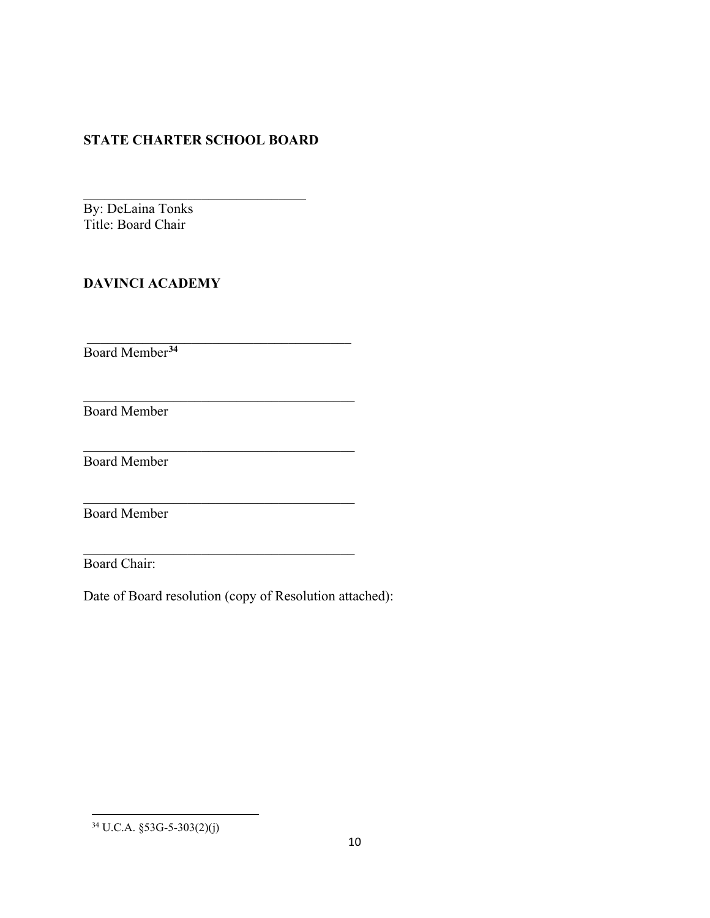**STATE CHARTER SCHOOL BOARD**

\_\_\_\_\_\_\_\_\_\_\_\_\_\_\_\_\_\_\_\_\_\_\_\_\_\_\_\_\_\_\_\_
By: DeLaina Tonks
Title: Board Chair

**DAVINCI ACADEMY**

\_\_\_\_\_\_\_\_\_\_\_\_\_\_\_\_\_\_\_\_\_\_\_\_\_\_\_\_\_\_\_\_\_\_\_\_\_\_
Board Member[34]

\_\_\_\_\_\_\_\_\_\_\_\_\_\_\_\_\_\_\_\_\_\_\_\_\_\_\_\_\_\_\_\_\_\_\_\_\_\_
Board Member

\_\_\_\_\_\_\_\_\_\_\_\_\_\_\_\_\_\_\_\_\_\_\_\_\_\_\_\_\_\_\_\_\_\_\_\_\_\_
Board Member

\_\_\_\_\_\_\_\_\_\_\_\_\_\_\_\_\_\_\_\_\_\_\_\_\_\_\_\_\_\_\_\_\_\_\_\_\_\_
Board Member

\_\_\_\_\_\_\_\_\_\_\_\_\_\_\_\_\_\_\_\_\_\_\_\_\_\_\_\_\_\_\_\_\_\_\_\_\_\_
Board Chair:

Date of Board resolution (copy of Resolution attached):

---

[34] U.C.A. §53G-5-303(2)(j)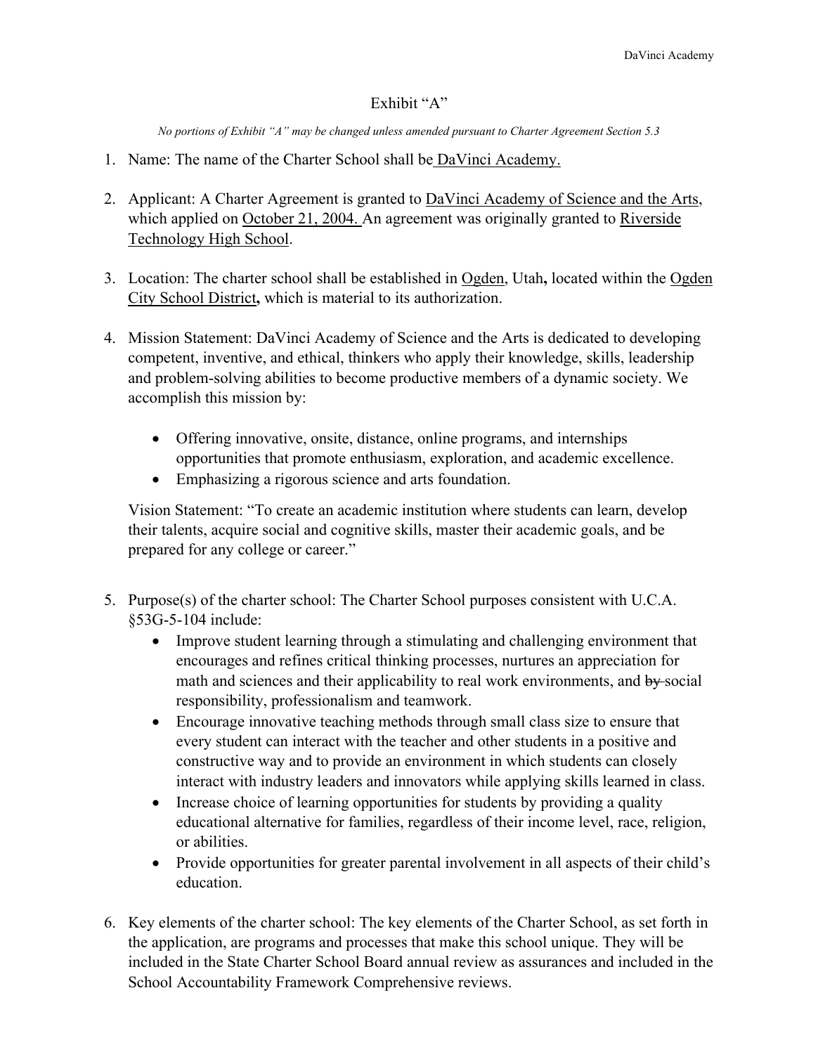# Exhibit "A"

*No portions of Exhibit "A" may be changed unless amended pursuant to Charter Agreement Section 5.3*

1. Name: The name of the Charter School shall be DaVinci Academy.

2. Applicant: A Charter Agreement is granted to DaVinci Academy of Science and the Arts, which applied on October 21, 2004. An agreement was originally granted to Riverside Technology High School.

3. Location: The charter school shall be established in Ogden, Utah**,** located within the Ogden City School District**,** which is material to its authorization.

4. Mission Statement: DaVinci Academy of Science and the Arts is dedicated to developing competent, inventive, and ethical, thinkers who apply their knowledge, skills, leadership and problem-solving abilities to become productive members of a dynamic society. We accomplish this mission by:

   - Offering innovative, onsite, distance, online programs, and internships opportunities that promote enthusiasm, exploration, and academic excellence.
   - Emphasizing a rigorous science and arts foundation.

   Vision Statement: "To create an academic institution where students can learn, develop their talents, acquire social and cognitive skills, master their academic goals, and be prepared for any college or career."

5. Purpose(s) of the charter school: The Charter School purposes consistent with U.C.A. §53G-5-104 include:
   - Improve student learning through a stimulating and challenging environment that encourages and refines critical thinking processes, nurtures an appreciation for math and sciences and their applicability to real work environments, and ~~by~~ social responsibility, professionalism and teamwork.
   - Encourage innovative teaching methods through small class size to ensure that every student can interact with the teacher and other students in a positive and constructive way and to provide an environment in which students can closely interact with industry leaders and innovators while applying skills learned in class.
   - Increase choice of learning opportunities for students by providing a quality educational alternative for families, regardless of their income level, race, religion, or abilities.
   - Provide opportunities for greater parental involvement in all aspects of their child's education.

6. Key elements of the charter school: The key elements of the Charter School, as set forth in the application, are programs and processes that make this school unique. They will be included in the State Charter School Board annual review as assurances and included in the School Accountability Framework Comprehensive reviews.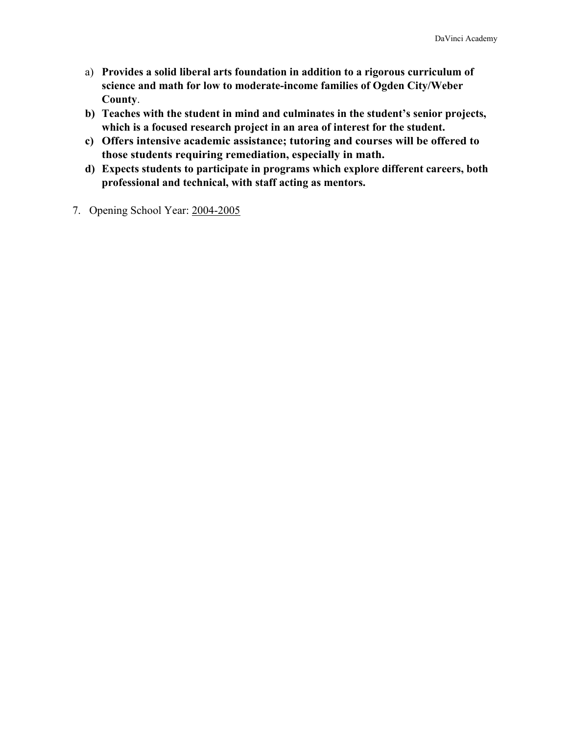a) **Provides a solid liberal arts foundation in addition to a rigorous curriculum of science and math for low to moderate-income families of Ogden City/Weber County**.
**b) Teaches with the student in mind and culminates in the student's senior projects, which is a focused research project in an area of interest for the student.**
**c) Offers intensive academic assistance; tutoring and courses will be offered to those students requiring remediation, especially in math.**
**d) Expects students to participate in programs which explore different careers, both professional and technical, with staff acting as mentors.**

7. Opening School Year: <u>2004-2005</u>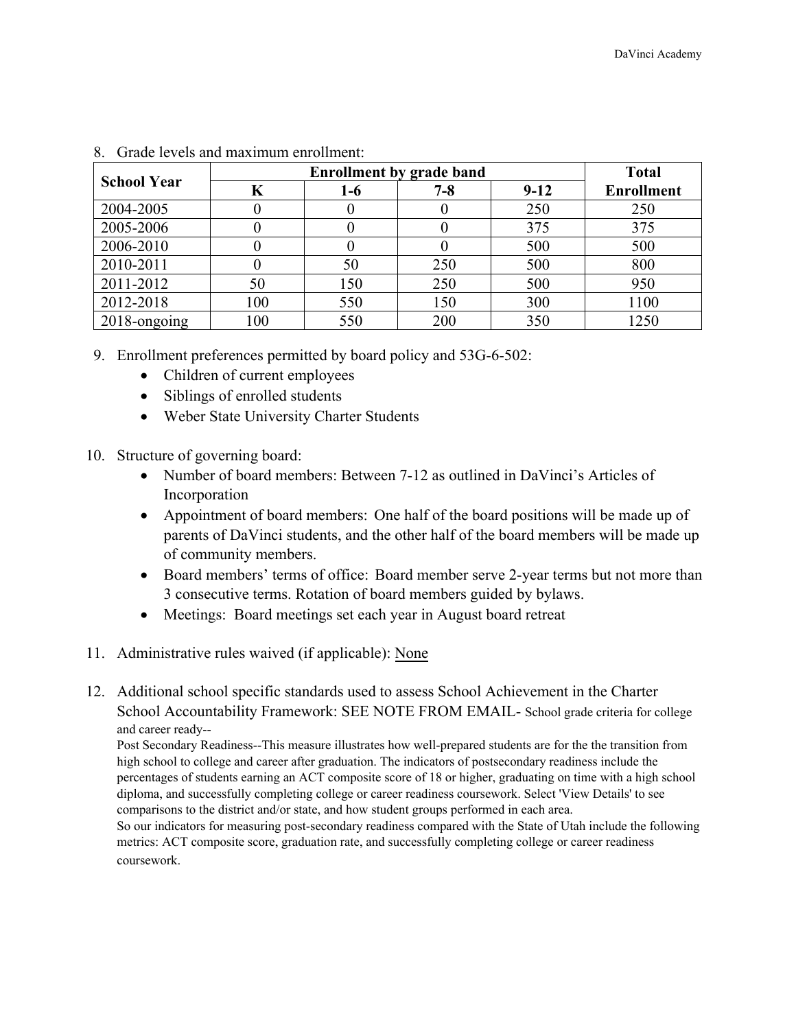8. Grade levels and maximum enrollment:

| School Year | Enrollment by grade band | | | | Total Enrollment |
|---|---|---|---|---|---|
| | K | 1-6 | 7-8 | 9-12 | |
| 2004-2005 | 0 | 0 | 0 | 250 | 250 |
| 2005-2006 | 0 | 0 | 0 | 375 | 375 |
| 2006-2010 | 0 | 0 | 0 | 500 | 500 |
| 2010-2011 | 0 | 50 | 250 | 500 | 800 |
| 2011-2012 | 50 | 150 | 250 | 500 | 950 |
| 2012-2018 | 100 | 550 | 150 | 300 | 1100 |
| 2018-ongoing | 100 | 550 | 200 | 350 | 1250 |

9. Enrollment preferences permitted by board policy and 53G-6-502:
   - Children of current employees
   - Siblings of enrolled students
   - Weber State University Charter Students

10. Structure of governing board:
    - Number of board members: Between 7-12 as outlined in DaVinci's Articles of Incorporation
    - Appointment of board members: One half of the board positions will be made up of parents of DaVinci students, and the other half of the board members will be made up of community members.
    - Board members' terms of office: Board member serve 2-year terms but not more than 3 consecutive terms. Rotation of board members guided by bylaws.
    - Meetings: Board meetings set each year in August board retreat

11. Administrative rules waived (if applicable): None

12. Additional school specific standards used to assess School Achievement in the Charter School Accountability Framework: SEE NOTE FROM EMAIL- School grade criteria for college and career ready--

    Post Secondary Readiness--This measure illustrates how well-prepared students are for the the transition from high school to college and career after graduation. The indicators of postsecondary readiness include the percentages of students earning an ACT composite score of 18 or higher, graduating on time with a high school diploma, and successfully completing college or career readiness coursework. Select 'View Details' to see comparisons to the district and/or state, and how student groups performed in each area.

    So our indicators for measuring post-secondary readiness compared with the State of Utah include the following metrics: ACT composite score, graduation rate, and successfully completing college or career readiness coursework.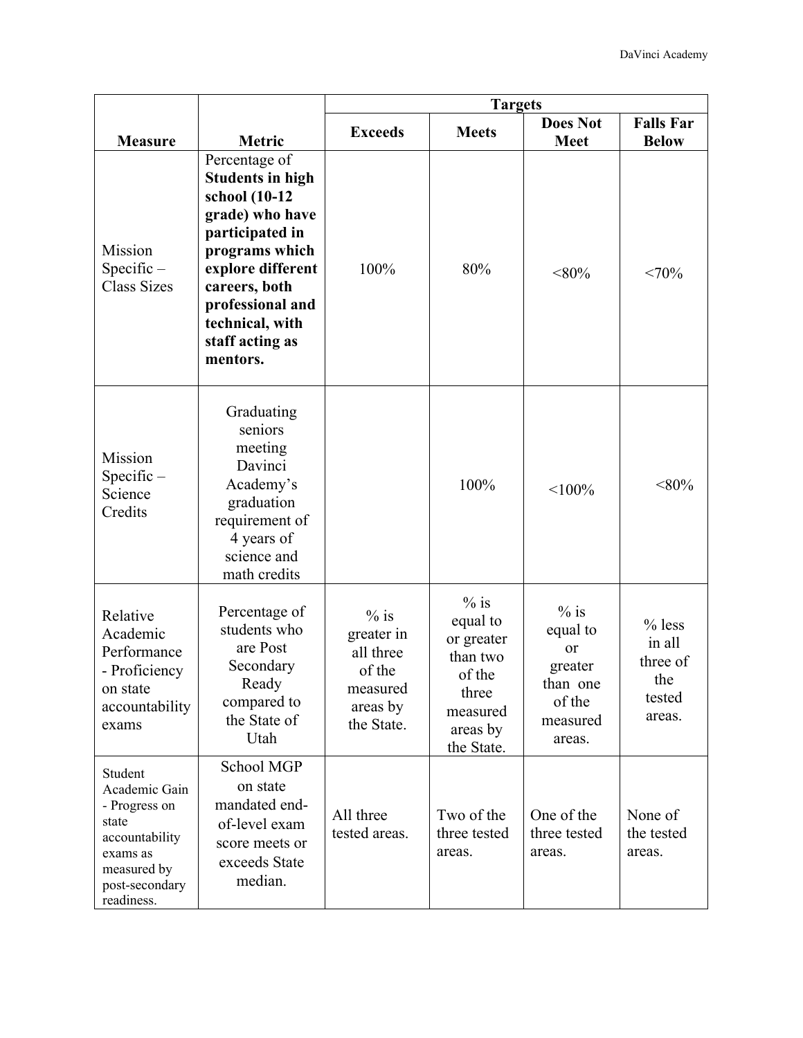| Measure | Metric | Targets | | | |
|---|---|---|---|---|---|
| | | Exceeds | Meets | Does Not Meet | Falls Far Below |
| Mission Specific – Class Sizes | Percentage of **Students in high school (10-12 grade) who have participated in programs which explore different careers, both professional and technical, with staff acting as mentors.** | 100% | 80% | <80% | <70% |
| Mission Specific – Science Credits | Graduating seniors meeting Davinci Academy's graduation requirement of 4 years of science and math credits | | 100% | <100% | <80% |
| Relative Academic Performance - Proficiency on state accountability exams | Percentage of students who are Post Secondary Ready compared to the State of Utah | % is greater in all three of the measured areas by the State. | % is equal to or greater than two of the three measured areas by the State. | % is equal to or greater than one of the measured areas. | % less in all three of the tested areas. |
| Student Academic Gain - Progress on state accountability exams as measured by post-secondary readiness. | School MGP on state mandated end-of-level exam score meets or exceeds State median. | All three tested areas. | Two of the three tested areas. | One of the three tested areas. | None of the tested areas. |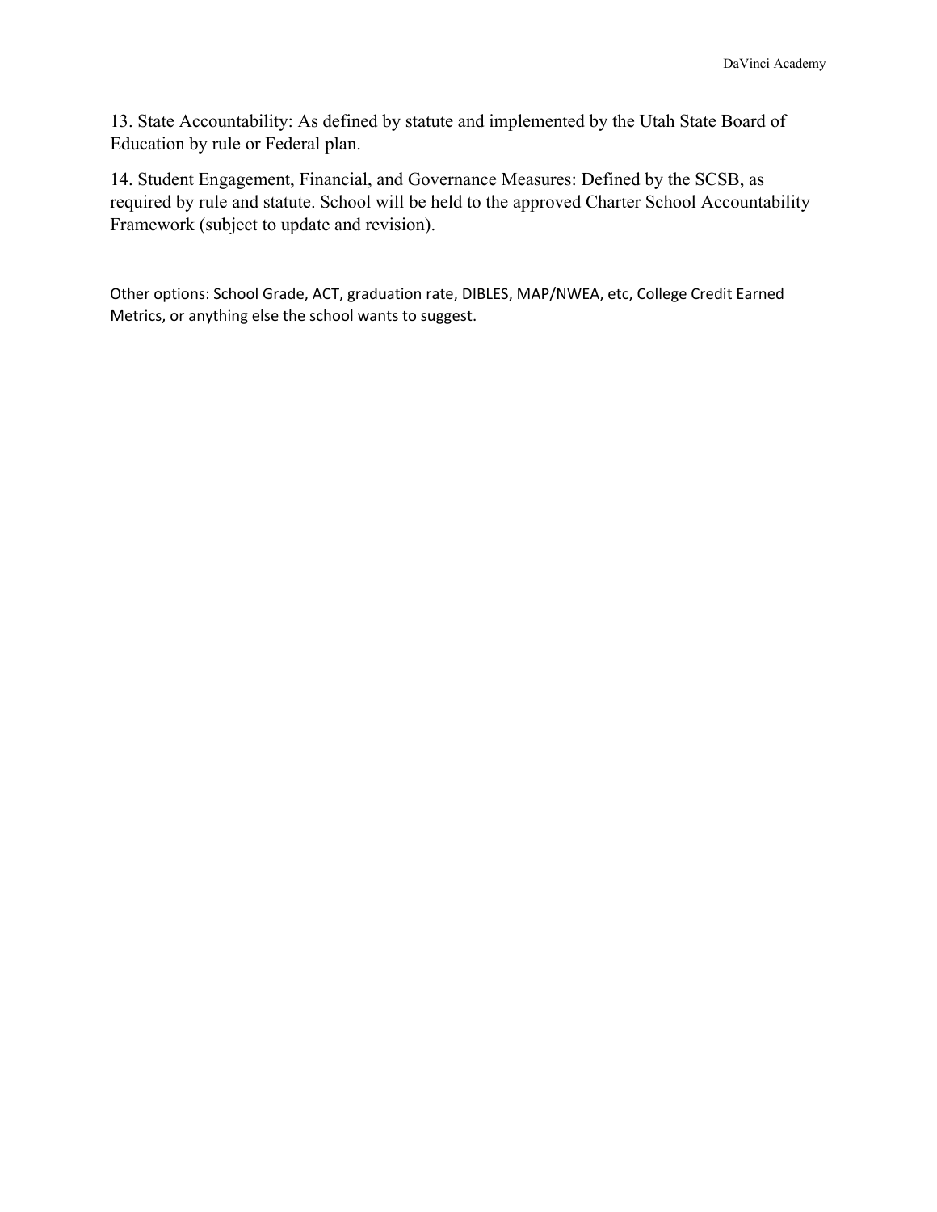13. State Accountability: As defined by statute and implemented by the Utah State Board of Education by rule or Federal plan.

14. Student Engagement, Financial, and Governance Measures: Defined by the SCSB, as required by rule and statute. School will be held to the approved Charter School Accountability Framework (subject to update and revision).

Other options: School Grade, ACT, graduation rate, DIBLES, MAP/NWEA, etc, College Credit Earned Metrics, or anything else the school wants to suggest.